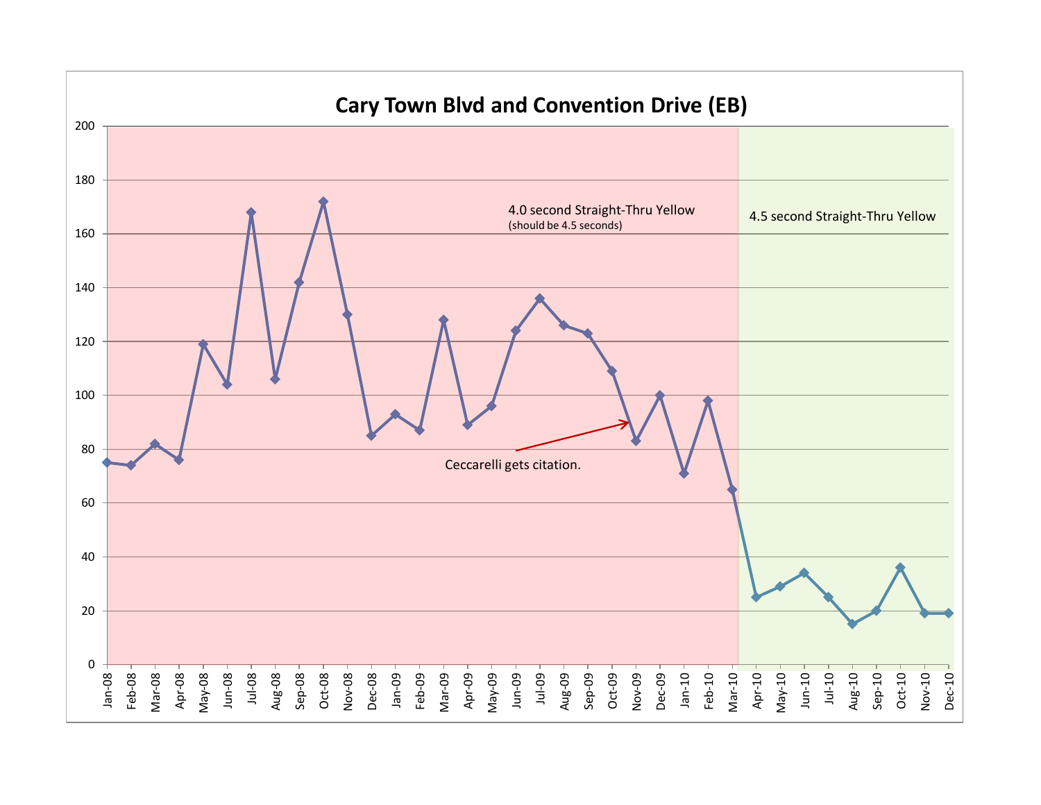# Cary Town Blvd and Convention Drive (EB)

4.0 second Straight-Thru Yellow
(should be 4.5 seconds)

4.5 second Straight-Thru Yellow

Ceccarelli gets citation.

| Month | Value |
| --- | --- |
| Jan-08 | 75 |
| Feb-08 | 74 |
| Mar-08 | 82 |
| Apr-08 | 76 |
| May-08 | 119 |
| Jun-08 | 104 |
| Jul-08 | 168 |
| Aug-08 | 106 |
| Sep-08 | 142 |
| Oct-08 | 172 |
| Nov-08 | 130 |
| Dec-08 | 85 |
| Jan-09 | 93 |
| Feb-09 | 87 |
| Mar-09 | 128 |
| Apr-09 | 89 |
| May-09 | 96 |
| Jun-09 | 124 |
| Jul-09 | 136 |
| Aug-09 | 126 |
| Sep-09 | 123 |
| Oct-09 | 109 |
| Nov-09 | 83 |
| Dec-09 | 100 |
| Jan-10 | 71 |
| Feb-10 | 98 |
| Mar-10 | 65 |
| Apr-10 | 25 |
| May-10 | 29 |
| Jun-10 | 34 |
| Jul-10 | 25 |
| Aug-10 | 15 |
| Sep-10 | 20 |
| Oct-10 | 36 |
| Nov-10 | 19 |
| Dec-10 | 19 |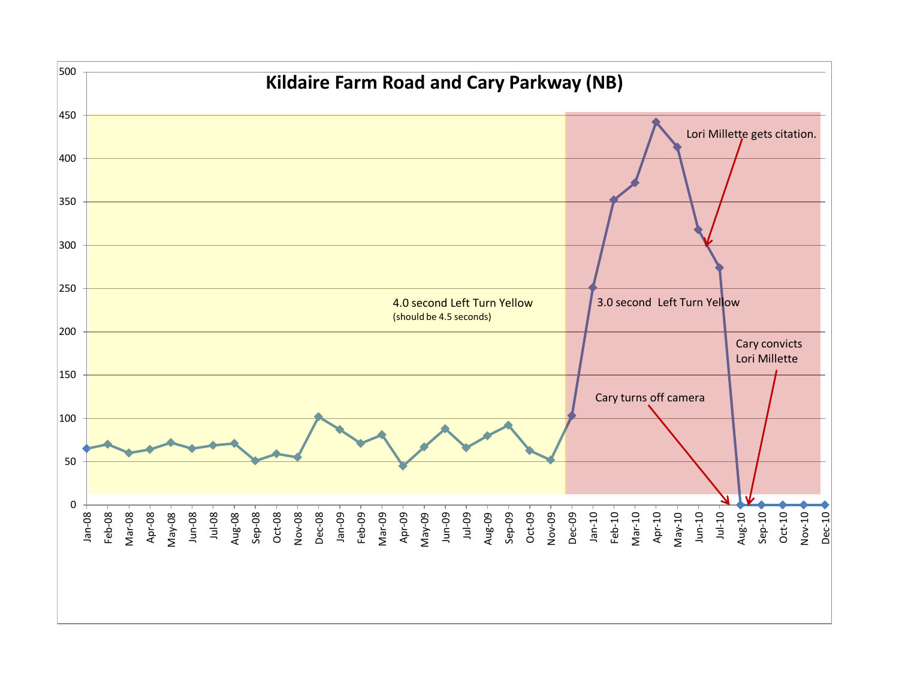## Kildaire Farm Road and Cary Parkway (NB)

4.0 second Left Turn Yellow
(should be 4.5 seconds)

3.0 second Left Turn Yellow

Lori Millette gets citation.

Cary turns off camera

Cary convicts Lori Millette

| Month | Value |
|---|---|
| Jan-08 | 65 |
| Feb-08 | 70 |
| Mar-08 | 60 |
| Apr-08 | 64 |
| May-08 | 72 |
| Jun-08 | 65 |
| Jul-08 | 69 |
| Aug-08 | 71 |
| Sep-08 | 51 |
| Oct-08 | 59 |
| Nov-08 | 55 |
| Dec-08 | 102 |
| Jan-09 | 87 |
| Feb-09 | 71 |
| Mar-09 | 81 |
| Apr-09 | 45 |
| May-09 | 67 |
| Jun-09 | 88 |
| Jul-09 | 66 |
| Aug-09 | 80 |
| Sep-09 | 92 |
| Oct-09 | 63 |
| Nov-09 | 52 |
| Dec-09 | 103 |
| Jan-10 | 251 |
| Feb-10 | 352 |
| Mar-10 | 372 |
| Apr-10 | 442 |
| May-10 | 413 |
| Jun-10 | 318 |
| Jul-10 | 274 |
| Aug-10 | 0 |
| Sep-10 | 0 |
| Oct-10 | 0 |
| Nov-10 | 0 |
| Dec-10 | 0 |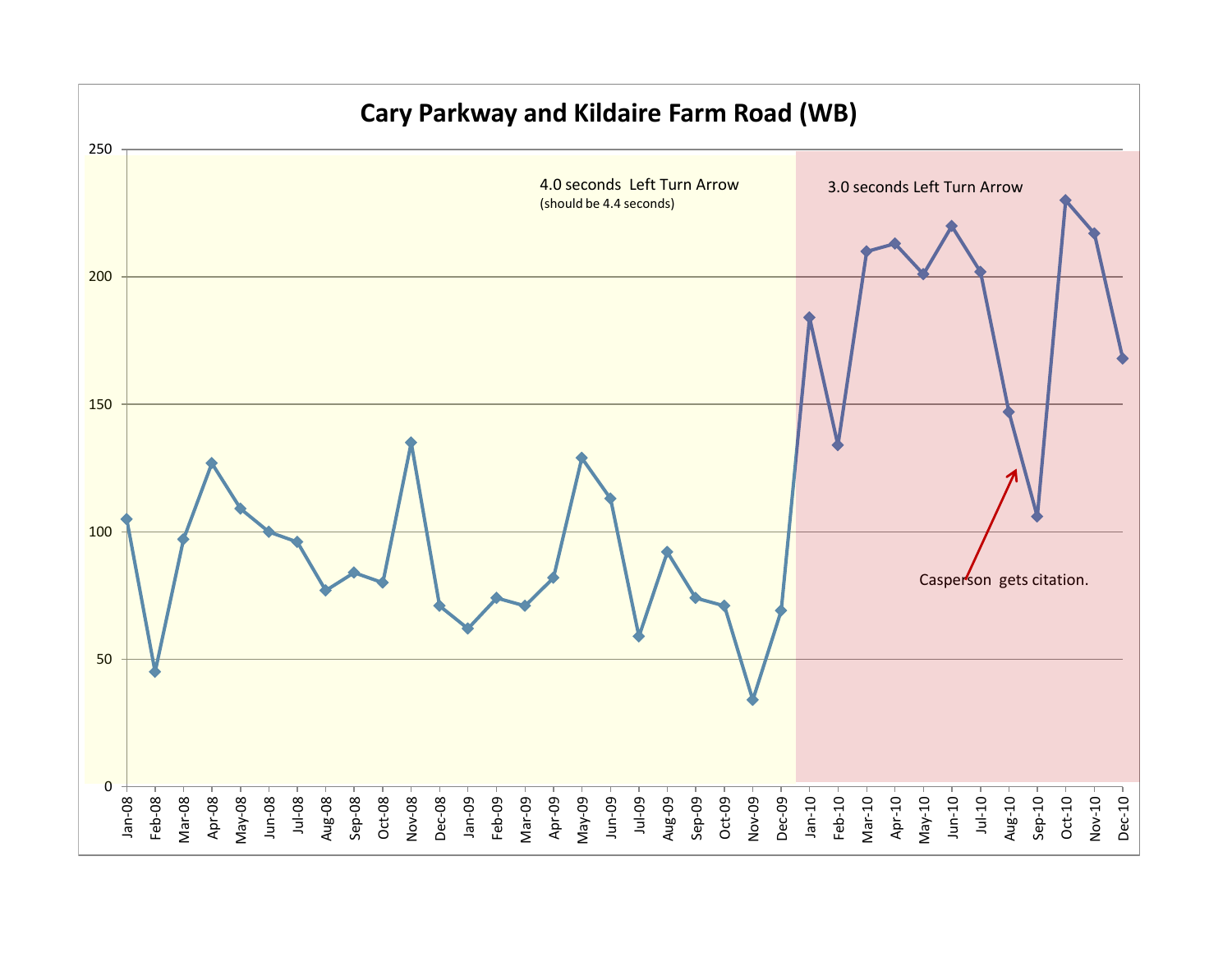# Cary Parkway and Kildaire Farm Road (WB)

4.0 seconds Left Turn Arrow
(should be 4.4 seconds)

3.0 seconds Left Turn Arrow

Casperson gets citation.

| Month | Value |
|---|---|
| Jan-08 | 105 |
| Feb-08 | 45 |
| Mar-08 | 97 |
| Apr-08 | 127 |
| May-08 | 109 |
| Jun-08 | 100 |
| Jul-08 | 96 |
| Aug-08 | 77 |
| Sep-08 | 84 |
| Oct-08 | 80 |
| Nov-08 | 135 |
| Dec-08 | 71 |
| Jan-09 | 62 |
| Feb-09 | 74 |
| Mar-09 | 71 |
| Apr-09 | 82 |
| May-09 | 129 |
| Jun-09 | 113 |
| Jul-09 | 59 |
| Aug-09 | 92 |
| Sep-09 | 74 |
| Oct-09 | 71 |
| Nov-09 | 34 |
| Dec-09 | 69 |
| Jan-10 | 184 |
| Feb-10 | 134 |
| Mar-10 | 210 |
| Apr-10 | 213 |
| May-10 | 201 |
| Jun-10 | 220 |
| Jul-10 | 202 |
| Aug-10 | 147 |
| Sep-10 | 106 |
| Oct-10 | 230 |
| Nov-10 | 217 |
| Dec-10 | 168 |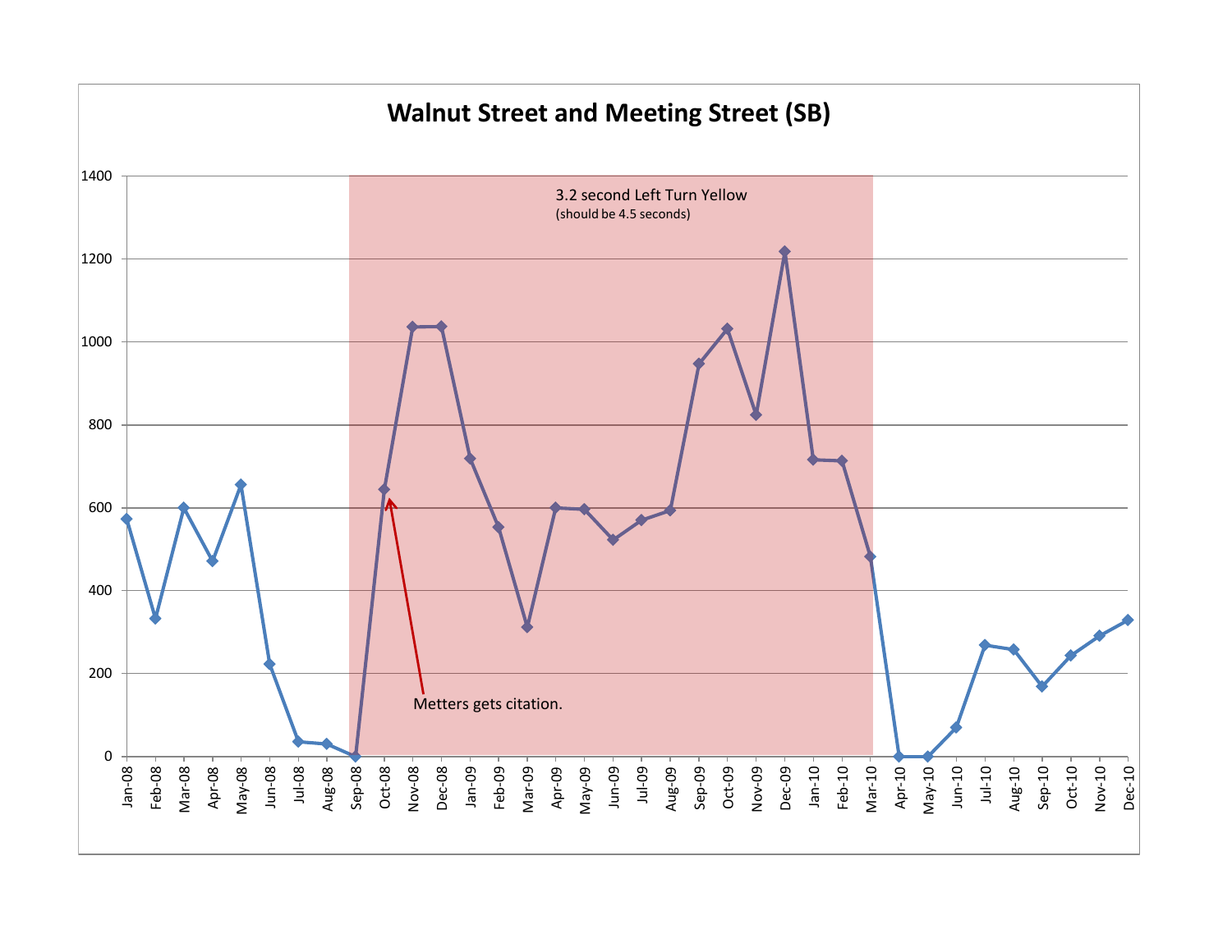# Walnut Street and Meeting Street (SB)

3.2 second Left Turn Yellow
(should be 4.5 seconds)

Metters gets citation.

| Month | Value |
|---|---|
| Jan-08 | 573 |
| Feb-08 | 333 |
| Mar-08 | 600 |
| Apr-08 | 473 |
| May-08 | 656 |
| Jun-08 | 222 |
| Jul-08 | 36 |
| Aug-08 | 31 |
| Sep-08 | 0 |
| Oct-08 | 645 |
| Nov-08 | 1036 |
| Dec-08 | 1037 |
| Jan-09 | 719 |
| Feb-09 | 553 |
| Mar-09 | 312 |
| Apr-09 | 600 |
| May-09 | 596 |
| Jun-09 | 523 |
| Jul-09 | 570 |
| Aug-09 | 594 |
| Sep-09 | 948 |
| Oct-09 | 1032 |
| Nov-09 | 824 |
| Dec-09 | 1218 |
| Jan-10 | 716 |
| Feb-10 | 714 |
| Mar-10 | 482 |
| Apr-10 | 0 |
| May-10 | 0 |
| Jun-10 | 70 |
| Jul-10 | 268 |
| Aug-10 | 258 |
| Sep-10 | 170 |
| Oct-10 | 243 |
| Nov-10 | 291 |
| Dec-10 | 329 |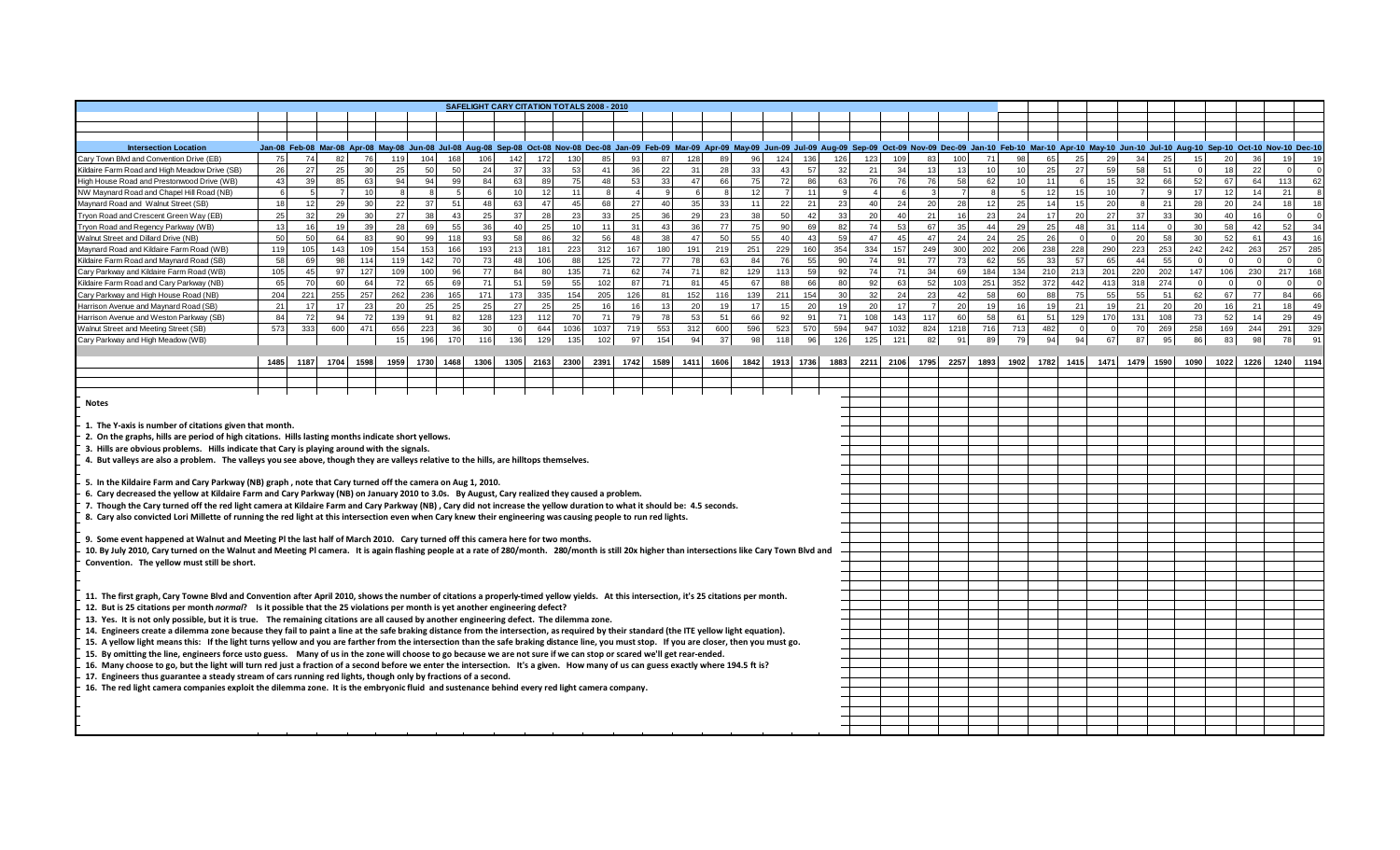## SAFELIGHT CARY CITATION TOTALS 2008 - 2010

| Intersection Location | Jan-08 | Feb-08 | Mar-08 | Apr-08 | May-08 | Jun-08 | Jul-08 | Aug-08 | Sep-08 | Oct-08 | Nov-08 | Dec-08 | Jan-09 | Feb-09 | Mar-09 | Apr-09 | May-09 | Jun-09 | Jul-09 | Aug-09 | Sep-09 | Oct-09 | Nov-09 | Dec-09 | Jan-10 | Feb-10 | Mar-10 | Apr-10 | May-10 | Jun-10 | Jul-10 | Aug-10 | Sep-10 | Oct-10 | Nov-10 | Dec-10 |
|---|---|---|---|---|---|---|---|---|---|---|---|---|---|---|---|---|---|---|---|---|---|---|---|---|---|---|---|---|---|---|---|---|---|---|---|---|
| Cary Town Blvd and Convention Drive (EB) | 75 | 74 | 82 | 76 | 119 | 104 | 168 | 106 | 142 | 172 | 130 | 85 | 93 | 87 | 128 | 89 | 96 | 124 | 136 | 126 | 123 | 109 | 83 | 100 | 71 | 98 | 65 | 25 | 29 | 34 | 25 | 15 | 20 | 36 | 19 | 19 |
| Kildaire Farm Road and High Meadow Drive (SB) | 26 | 27 | 25 | 30 | 25 | 50 | 50 | 24 | 37 | 33 | 53 | 41 | 36 | 22 | 31 | 28 | 33 | 43 | 57 | 32 | 21 | 34 | 13 | 13 | 10 | 10 | 25 | 27 | 59 | 58 | 51 | 0 | 18 | 22 | 0 | 0 |
| High House Road and Prestonwood Drive (WB) | 43 | 39 | 85 | 63 | 94 | 94 | 99 | 84 | 63 | 89 | 75 | 48 | 53 | 33 | 47 | 66 | 75 | 72 | 86 | 63 | 76 | 76 | 76 | 58 | 62 | 10 | 11 | 6 | 15 | 32 | 66 | 52 | 67 | 64 | 113 | 62 |
| NW Maynard Road and Chapel Hill Road (NB) | 6 | 5 | 7 | 10 | 8 | 8 | 5 | 6 | 10 | 12 | 11 | 8 | 4 | 9 | 6 | 8 | 12 | 7 | 11 | 9 | 4 | 6 | 3 | 7 | 8 | 5 | 12 | 15 | 10 | 7 | 9 | 17 | 12 | 14 | 21 | 8 |
| Maynard Road and Walnut Street (SB) | 18 | 12 | 29 | 30 | 22 | 37 | 51 | 48 | 63 | 47 | 45 | 68 | 27 | 40 | 35 | 33 | 11 | 22 | 21 | 23 | 40 | 24 | 20 | 28 | 12 | 25 | 14 | 15 | 20 | 8 | 21 | 28 | 20 | 24 | 18 | 18 |
| Tryon Road and Crescent Green Way (EB) | 25 | 32 | 29 | 30 | 27 | 38 | 43 | 25 | 37 | 28 | 23 | 33 | 25 | 36 | 29 | 23 | 38 | 50 | 42 | 33 | 20 | 40 | 21 | 16 | 23 | 24 | 17 | 20 | 27 | 37 | 33 | 30 | 40 | 16 | 0 | 0 |
| Tryon Road and Regency Parkway (WB) | 13 | 16 | 19 | 39 | 28 | 69 | 55 | 36 | 40 | 25 | 10 | 11 | 31 | 43 | 36 | 77 | 75 | 90 | 69 | 82 | 74 | 53 | 67 | 35 | 44 | 29 | 25 | 48 | 31 | 114 | 0 | 30 | 58 | 42 | 52 | 34 |
| Walnut Street and Dillard Drive (NB) | 50 | 50 | 64 | 83 | 90 | 99 | 118 | 93 | 58 | 86 | 32 | 56 | 48 | 38 | 47 | 50 | 55 | 40 | 43 | 59 | 47 | 45 | 47 | 24 | 24 | 25 | 26 | 0 | 0 | 20 | 58 | 30 | 52 | 61 | 43 | 16 |
| Maynard Road and Kildaire Farm Road (WB) | 119 | 105 | 143 | 109 | 154 | 153 | 166 | 193 | 213 | 181 | 223 | 312 | 167 | 180 | 191 | 219 | 251 | 229 | 160 | 354 | 334 | 157 | 249 | 300 | 202 | 206 | 238 | 228 | 290 | 223 | 253 | 242 | 242 | 263 | 257 | 285 |
| Kildaire Farm Road and Maynard Road (SB) | 58 | 69 | 98 | 114 | 119 | 142 | 70 | 73 | 48 | 106 | 88 | 125 | 72 | 77 | 78 | 63 | 84 | 76 | 55 | 90 | 74 | 91 | 77 | 73 | 62 | 55 | 33 | 57 | 65 | 44 | 55 | 0 | 0 | 0 | 0 | 0 |
| Cary Parkway and Kildaire Farm Road (WB) | 105 | 45 | 97 | 127 | 109 | 100 | 96 | 77 | 84 | 80 | 135 | 71 | 62 | 74 | 71 | 82 | 129 | 113 | 59 | 92 | 74 | 71 | 34 | 69 | 184 | 134 | 210 | 213 | 201 | 220 | 202 | 147 | 106 | 230 | 217 | 168 |
| Kildaire Farm Road and Cary Parkway (NB) | 65 | 70 | 60 | 64 | 72 | 65 | 69 | 71 | 51 | 59 | 55 | 102 | 87 | 71 | 81 | 45 | 67 | 88 | 66 | 80 | 92 | 63 | 52 | 103 | 251 | 352 | 372 | 442 | 413 | 318 | 274 | 0 | 0 | 0 | 0 | 0 |
| Cary Parkway and High House Road (NB) | 204 | 221 | 255 | 257 | 262 | 236 | 165 | 171 | 173 | 335 | 154 | 205 | 126 | 81 | 152 | 116 | 139 | 211 | 154 | 30 | 32 | 24 | 23 | 42 | 58 | 60 | 88 | 75 | 55 | 55 | 51 | 62 | 67 | 77 | 84 | 66 |
| Harrison Avenue and Maynard Road (SB) | 21 | 17 | 17 | 23 | 20 | 25 | 25 | 25 | 27 | 25 | 25 | 16 | 16 | 13 | 20 | 19 | 17 | 15 | 20 | 19 | 20 | 17 | 7 | 20 | 19 | 16 | 19 | 21 | 19 | 21 | 20 | 20 | 16 | 21 | 18 | 49 |
| Harrison Avenue and Weston Parkway (SB) | 84 | 72 | 94 | 72 | 139 | 91 | 82 | 128 | 123 | 112 | 70 | 71 | 79 | 78 | 53 | 51 | 66 | 92 | 91 | 71 | 108 | 143 | 117 | 60 | 58 | 61 | 51 | 129 | 170 | 131 | 108 | 73 | 52 | 14 | 29 | 49 |
| Walnut Street and Meeting Street (SB) | 573 | 333 | 600 | 471 | 656 | 223 | 36 | 30 | 0 | 644 | 1036 | 1037 | 719 | 553 | 312 | 600 | 596 | 523 | 570 | 594 | 947 | 1032 | 824 | 1218 | 716 | 713 | 482 | 0 | 0 | 70 | 269 | 258 | 169 | 244 | 291 | 329 |
| Cary Parkway and High Meadow (WB) | | | | | 15 | 196 | 170 | 116 | 136 | 129 | 135 | 102 | 97 | 154 | 94 | 37 | 98 | 118 | 96 | 126 | 125 | 121 | 82 | 91 | 89 | 79 | 94 | 94 | 67 | 87 | 95 | 86 | 83 | 98 | 78 | 91 |
| | 1485 | 1187 | 1704 | 1598 | 1959 | 1730 | 1468 | 1306 | 1305 | 2163 | 2300 | 2391 | 1742 | 1589 | 1411 | 1606 | 1842 | 1913 | 1736 | 1883 | 2211 | 2106 | 1795 | 2257 | 1893 | 1902 | 1782 | 1415 | 1471 | 1479 | 1590 | 1090 | 1022 | 1226 | 1240 | 1194 |

**Notes**

1. The Y-axis is number of citations given that month.
2. On the graphs, hills are period of high citations. Hills lasting months indicate short yellows.
3. Hills are obvious problems. Hills indicate that Cary is playing around with the signals.
4. But valleys are also a problem. The valleys you see above, though they are valleys relative to the hills, are hilltops themselves.

5. In the Kildaire Farm and Cary Parkway (NB) graph , note that Cary turned off the camera on Aug 1, 2010.
6. Cary decreased the yellow at Kildaire Farm and Cary Parkway (NB) on January 2010 to 3.0s. By August, Cary realized they caused a problem.
7. Though the Cary turned off the red light camera at Kildaire Farm and Cary Parkway (NB) , Cary did not increase the yellow duration to what it should be: 4.5 seconds.
8. Cary also convicted Lori Millette of running the red light at this intersection even when Cary knew their engineering was causing people to run red lights.

9. Some event happened at Walnut and Meeting Pl the last half of March 2010. Cary turned off this camera here for two months.
10. By July 2010, Cary turned on the Walnut and Meeting Pl camera. It is again flashing people at a rate of 280/month. 280/month is still 20x higher than intersections like Cary Town Blvd and Convention. The yellow must still be short.

11. The first graph, Cary Towne Blvd and Convention after April 2010, shows the number of citations a properly-timed yellow yields. At this intersection, it's 25 citations per month.
12. But is 25 citations per month *normal*? Is it possible that the 25 violations per month is yet another engineering defect?
13. Yes. It is not only possible, but it is true. The remaining citations are all caused by another engineering defect. The dilemma zone.
14. Engineers create a dilemma zone because they fail to paint a line at the safe braking distance from the intersection, as required by their standard (the ITE yellow light equation).
15. A yellow light means this: If the light turns yellow and you are farther from the intersection than the safe braking distance line, you must stop. If you are closer, then you must go.
15. By omitting the line, engineers force usto guess. Many of us in the zone will choose to go because we are not sure if we can stop or scared we'll get rear-ended.
16. Many choose to go, but the light will turn red just a fraction of a second before we enter the intersection. It's a given. How many of us can guess exactly where 194.5 ft is?
17. Engineers thus guarantee a steady stream of cars running red lights, though only by fractions of a second.
16. The red light camera companies exploit the dilemma zone. It is the embryonic fluid and sustenance behind every red light camera company.